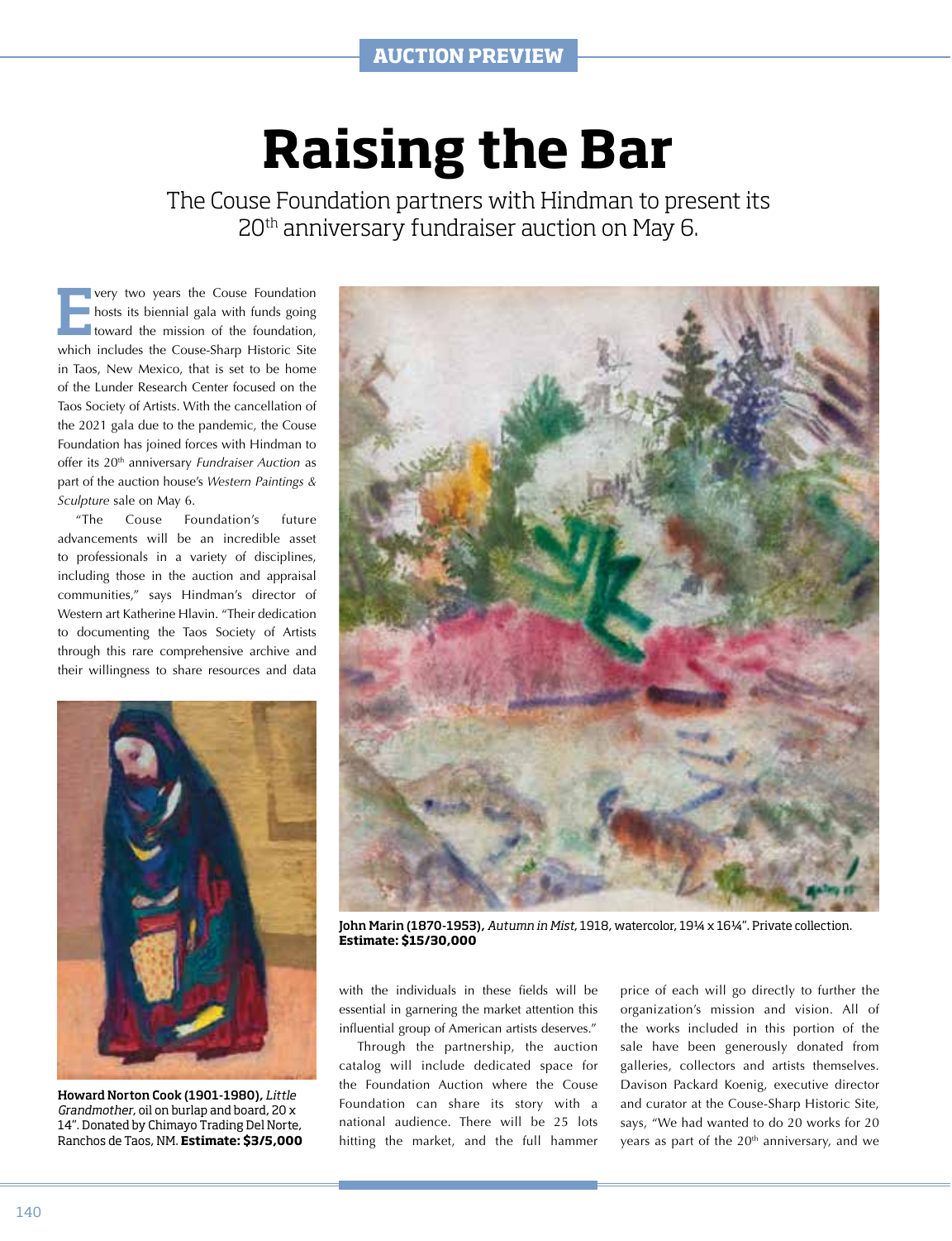# Raising the Bar

The Couse Foundation partners with Hindman to present its 20th anniversary fundraiser auction on May 6.

Every two years the Couse Foundation hosts its biennial gala with funds going toward the mission of the foundation, which includes the Couse-Sharp Historic Site in Taos, New Mexico, that is set to be home of the Lunder Research Center focused on the Taos Society of Artists. With the cancellation of the 2021 gala due to the pandemic, the Couse Foundation has joined forces with Hindman to offer its 20th anniversary *Fundraiser Auction* as part of the auction house's *Western Paintings & Sculpture* sale on May 6.

"The Couse Foundation's future advancements will be an incredible asset to professionals in a variety of disciplines, including those in the auction and appraisal communities," says Hindman's director of Western art Katherine Hlavin. "Their dedication to documenting the Taos Society of Artists through this rare comprehensive archive and their willingness to share resources and data with the individuals in these fields will be essential in garnering the market attention this influential group of American artists deserves."

Through the partnership, the auction catalog will include dedicated space for the Foundation Auction where the Couse Foundation can share its story with a national audience. There will be 25 lots hitting the market, and the full hammer price of each will go directly to further the organization's mission and vision. All of the works included in this portion of the sale have been generously donated from galleries, collectors and artists themselves. Davison Packard Koenig, executive director and curator at the Couse-Sharp Historic Site, says, "We had wanted to do 20 works for 20 years as part of the 20th anniversary, and we

**John Marin (1870-1953),** *Autumn in Mist*, 1918, watercolor, 19¼ x 16¼". Private collection. **Estimate: $15/30,000**

**Howard Norton Cook (1901-1980),** *Little Grandmother*, oil on burlap and board, 20 x 14". Donated by Chimayo Trading Del Norte, Ranchos de Taos, NM. **Estimate: $3/5,000**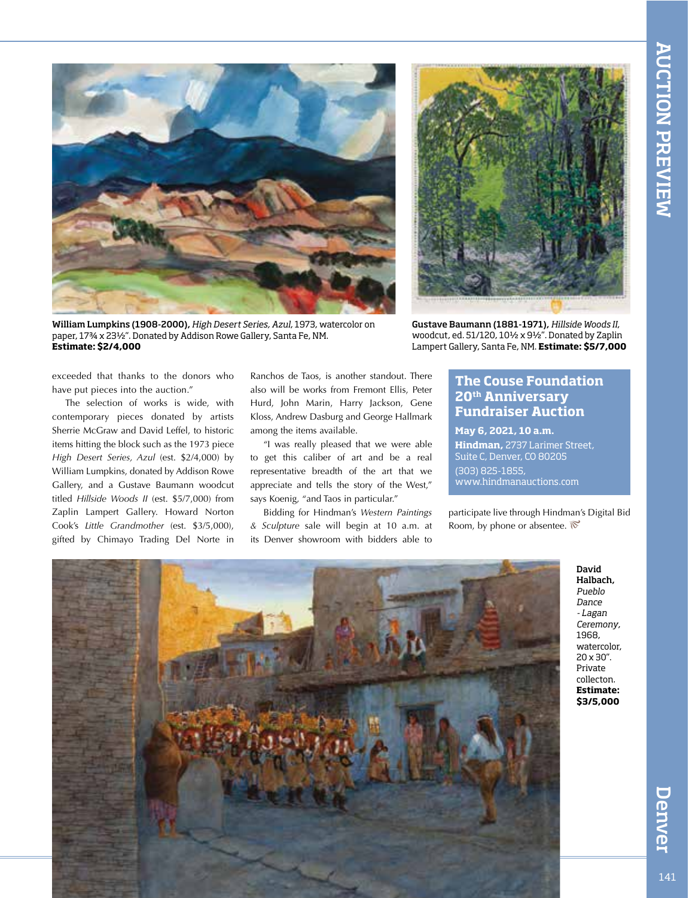**William Lumpkins (1908-2000),** *High Desert Series, Azul*, 1973, watercolor on paper, 17¾ x 23½". Donated by Addison Rowe Gallery, Santa Fe, NM. **Estimate: $2/4,000**

**Gustave Baumann (1881-1971),** *Hillside Woods II*, woodcut, ed. 51/120, 10½ x 9½". Donated by Zaplin Lampert Gallery, Santa Fe, NM. **Estimate: $5/7,000**

exceeded that thanks to the donors who have put pieces into the auction."

The selection of works is wide, with contemporary pieces donated by artists Sherrie McGraw and David Leffel, to historic items hitting the block such as the 1973 piece *High Desert Series, Azul* (est. $2/4,000) by William Lumpkins, donated by Addison Rowe Gallery, and a Gustave Baumann woodcut titled *Hillside Woods II* (est. $5/7,000) from Zaplin Lampert Gallery. Howard Norton Cook's *Little Grandmother* (est. $3/5,000), gifted by Chimayo Trading Del Norte in Ranchos de Taos, is another standout. There also will be works from Fremont Ellis, Peter Hurd, John Marin, Harry Jackson, Gene Kloss, Andrew Dasburg and George Hallmark among the items available.

"I was really pleased that we were able to get this caliber of art and be a real representative breadth of the art that we appreciate and tells the story of the West," says Koenig, "and Taos in particular."

Bidding for Hindman's *Western Paintings & Sculpture* sale will begin at 10 a.m. at its Denver showroom with bidders able to participate live through Hindman's Digital Bid Room, by phone or absentee.

## The Couse Foundation 20th Anniversary Fundraiser Auction

**May 6, 2021, 10 a.m.**
**Hindman,** 2737 Larimer Street, Suite C, Denver, CO 80205
(303) 825-1855,
www.hindmanauctions.com

**David Halbach,** *Pueblo Dance - Lagan Ceremony*, 1968, watercolor, 20 x 30". Private collecton. **Estimate: $3/5,000**